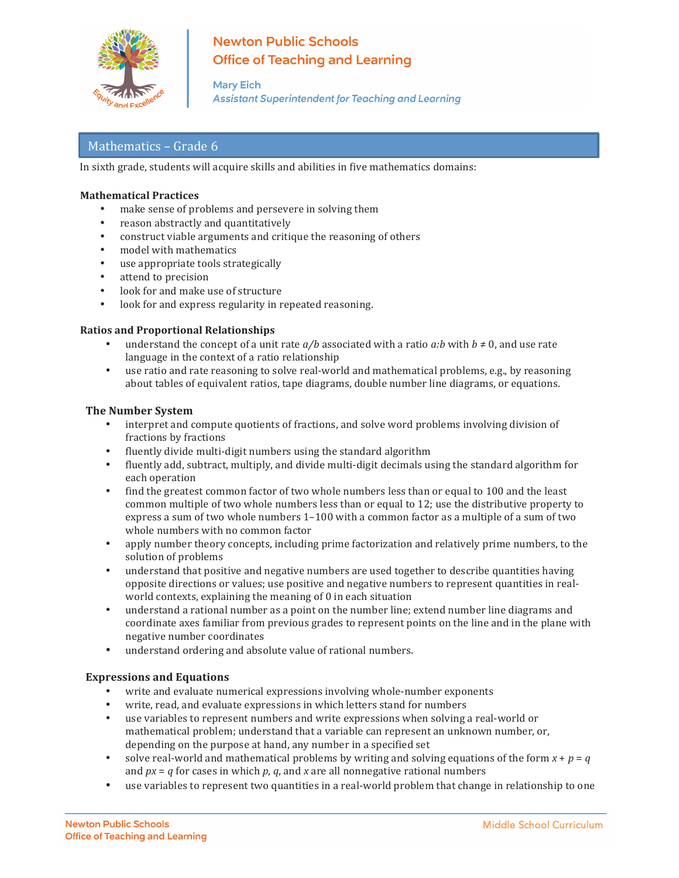Newton Public Schools
Office of Teaching and Learning

Mary Eich
*Assistant Superintendent for Teaching and Learning*

## Mathematics – Grade 6

In sixth grade, students will acquire skills and abilities in five mathematics domains:

**Mathematical Practices**

- make sense of problems and persevere in solving them
- reason abstractly and quantitatively
- construct viable arguments and critique the reasoning of others
- model with mathematics
- use appropriate tools strategically
- attend to precision
- look for and make use of structure
- look for and express regularity in repeated reasoning.

**Ratios and Proportional Relationships**

- understand the concept of a unit rate $a/b$ associated with a ratio $a:b$ with $b \neq 0$, and use rate language in the context of a ratio relationship
- use ratio and rate reasoning to solve real-world and mathematical problems, e.g., by reasoning about tables of equivalent ratios, tape diagrams, double number line diagrams, or equations.

**The Number System**

- interpret and compute quotients of fractions, and solve word problems involving division of fractions by fractions
- fluently divide multi-digit numbers using the standard algorithm
- fluently add, subtract, multiply, and divide multi-digit decimals using the standard algorithm for each operation
- find the greatest common factor of two whole numbers less than or equal to 100 and the least common multiple of two whole numbers less than or equal to 12; use the distributive property to express a sum of two whole numbers 1–100 with a common factor as a multiple of a sum of two whole numbers with no common factor
- apply number theory concepts, including prime factorization and relatively prime numbers, to the solution of problems
- understand that positive and negative numbers are used together to describe quantities having opposite directions or values; use positive and negative numbers to represent quantities in real-world contexts, explaining the meaning of 0 in each situation
- understand a rational number as a point on the number line; extend number line diagrams and coordinate axes familiar from previous grades to represent points on the line and in the plane with negative number coordinates
- understand ordering and absolute value of rational numbers.

**Expressions and Equations**

- write and evaluate numerical expressions involving whole-number exponents
- write, read, and evaluate expressions in which letters stand for numbers
- use variables to represent numbers and write expressions when solving a real-world or mathematical problem; understand that a variable can represent an unknown number, or, depending on the purpose at hand, any number in a specified set
- solve real-world and mathematical problems by writing and solving equations of the form $x + p = q$ and $px = q$ for cases in which $p$, $q$, and $x$ are all nonnegative rational numbers
- use variables to represent two quantities in a real-world problem that change in relationship to one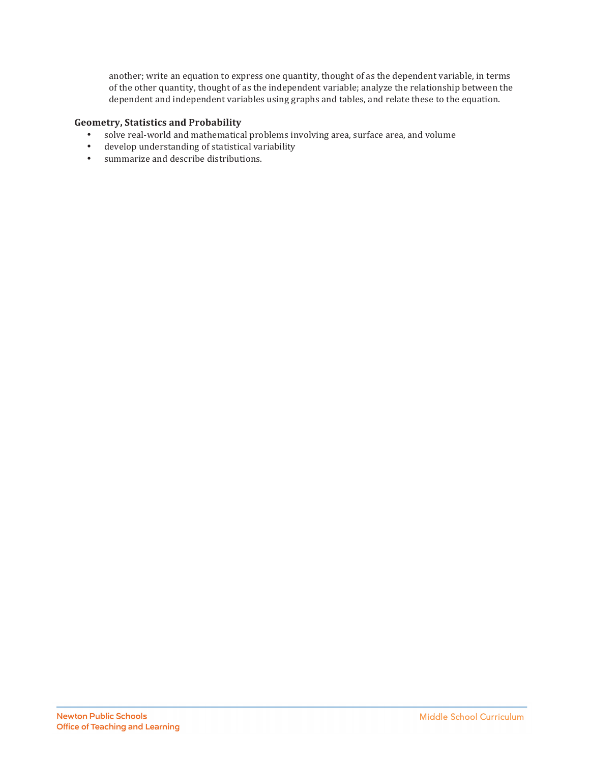another; write an equation to express one quantity, thought of as the dependent variable, in terms of the other quantity, thought of as the independent variable; analyze the relationship between the dependent and independent variables using graphs and tables, and relate these to the equation.

**Geometry, Statistics and Probability**

- solve real-world and mathematical problems involving area, surface area, and volume
- develop understanding of statistical variability
- summarize and describe distributions.